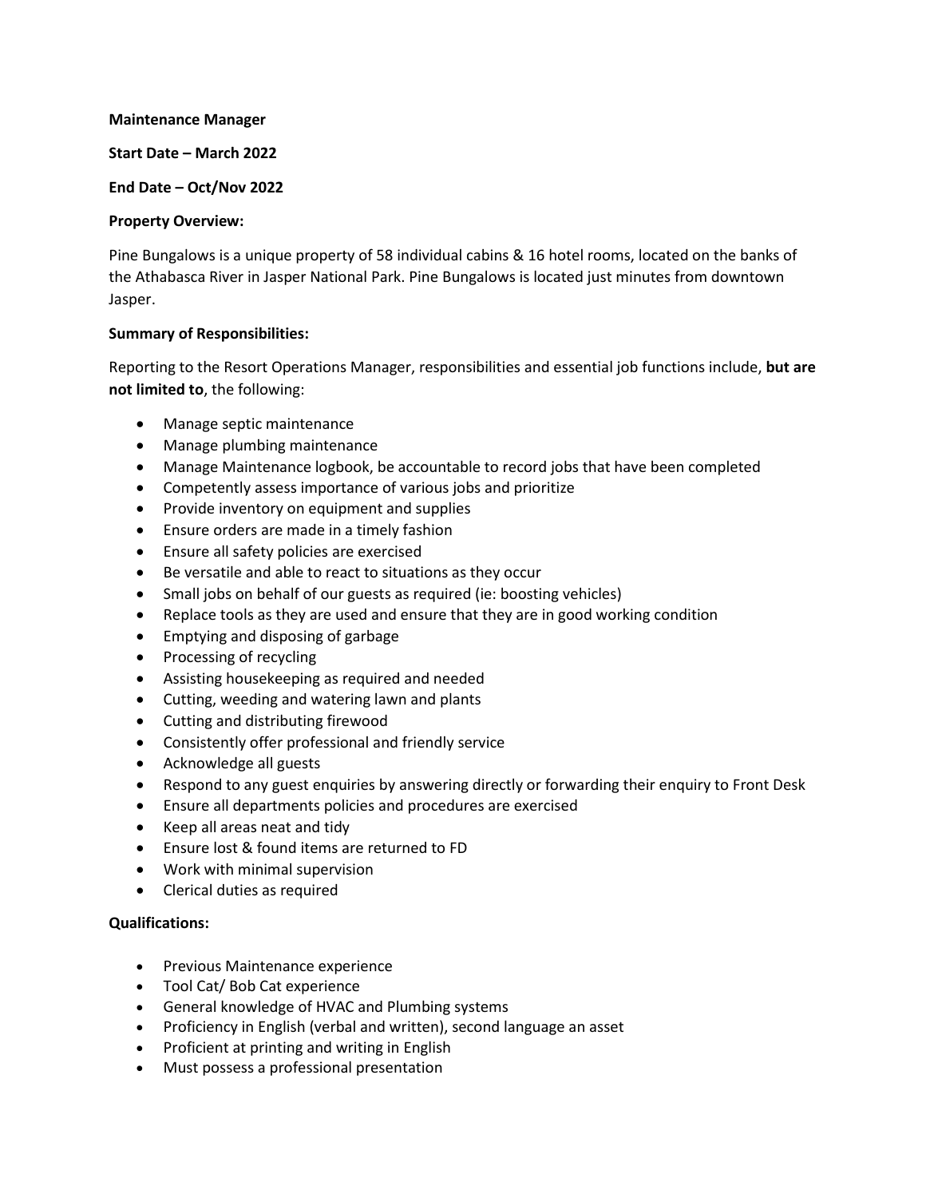**Maintenance Manager**

**Start Date – March 2022**

**End Date – Oct/Nov 2022**

**Property Overview:**

Pine Bungalows is a unique property of 58 individual cabins & 16 hotel rooms, located on the banks of the Athabasca River in Jasper National Park. Pine Bungalows is located just minutes from downtown Jasper.

**Summary of Responsibilities:**

Reporting to the Resort Operations Manager, responsibilities and essential job functions include, **but are not limited to**, the following:

- Manage septic maintenance
- Manage plumbing maintenance
- Manage Maintenance logbook, be accountable to record jobs that have been completed
- Competently assess importance of various jobs and prioritize
- Provide inventory on equipment and supplies
- Ensure orders are made in a timely fashion
- Ensure all safety policies are exercised
- Be versatile and able to react to situations as they occur
- Small jobs on behalf of our guests as required (ie: boosting vehicles)
- Replace tools as they are used and ensure that they are in good working condition
- Emptying and disposing of garbage
- Processing of recycling
- Assisting housekeeping as required and needed
- Cutting, weeding and watering lawn and plants
- Cutting and distributing firewood
- Consistently offer professional and friendly service
- Acknowledge all guests
- Respond to any guest enquiries by answering directly or forwarding their enquiry to Front Desk
- Ensure all departments policies and procedures are exercised
- Keep all areas neat and tidy
- Ensure lost & found items are returned to FD
- Work with minimal supervision
- Clerical duties as required

**Qualifications:**

- Previous Maintenance experience
- Tool Cat/ Bob Cat experience
- General knowledge of HVAC and Plumbing systems
- Proficiency in English (verbal and written), second language an asset
- Proficient at printing and writing in English
- Must possess a professional presentation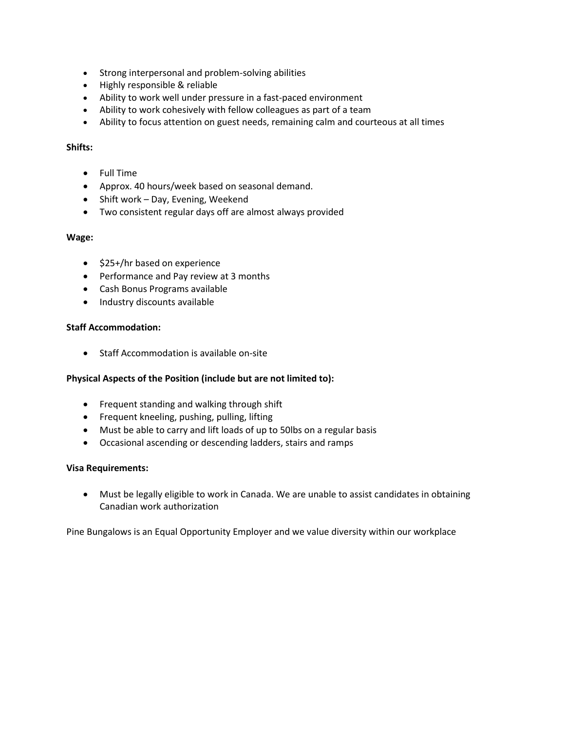- Strong interpersonal and problem-solving abilities
- Highly responsible & reliable
- Ability to work well under pressure in a fast-paced environment
- Ability to work cohesively with fellow colleagues as part of a team
- Ability to focus attention on guest needs, remaining calm and courteous at all times

**Shifts:**

- Full Time
- Approx. 40 hours/week based on seasonal demand.
- Shift work – Day, Evening, Weekend
- Two consistent regular days off are almost always provided

**Wage:**

- $25+/hr based on experience
- Performance and Pay review at 3 months
- Cash Bonus Programs available
- Industry discounts available

**Staff Accommodation:**

- Staff Accommodation is available on-site

**Physical Aspects of the Position (include but are not limited to):**

- Frequent standing and walking through shift
- Frequent kneeling, pushing, pulling, lifting
- Must be able to carry and lift loads of up to 50lbs on a regular basis
- Occasional ascending or descending ladders, stairs and ramps

**Visa Requirements:**

- Must be legally eligible to work in Canada. We are unable to assist candidates in obtaining Canadian work authorization

Pine Bungalows is an Equal Opportunity Employer and we value diversity within our workplace